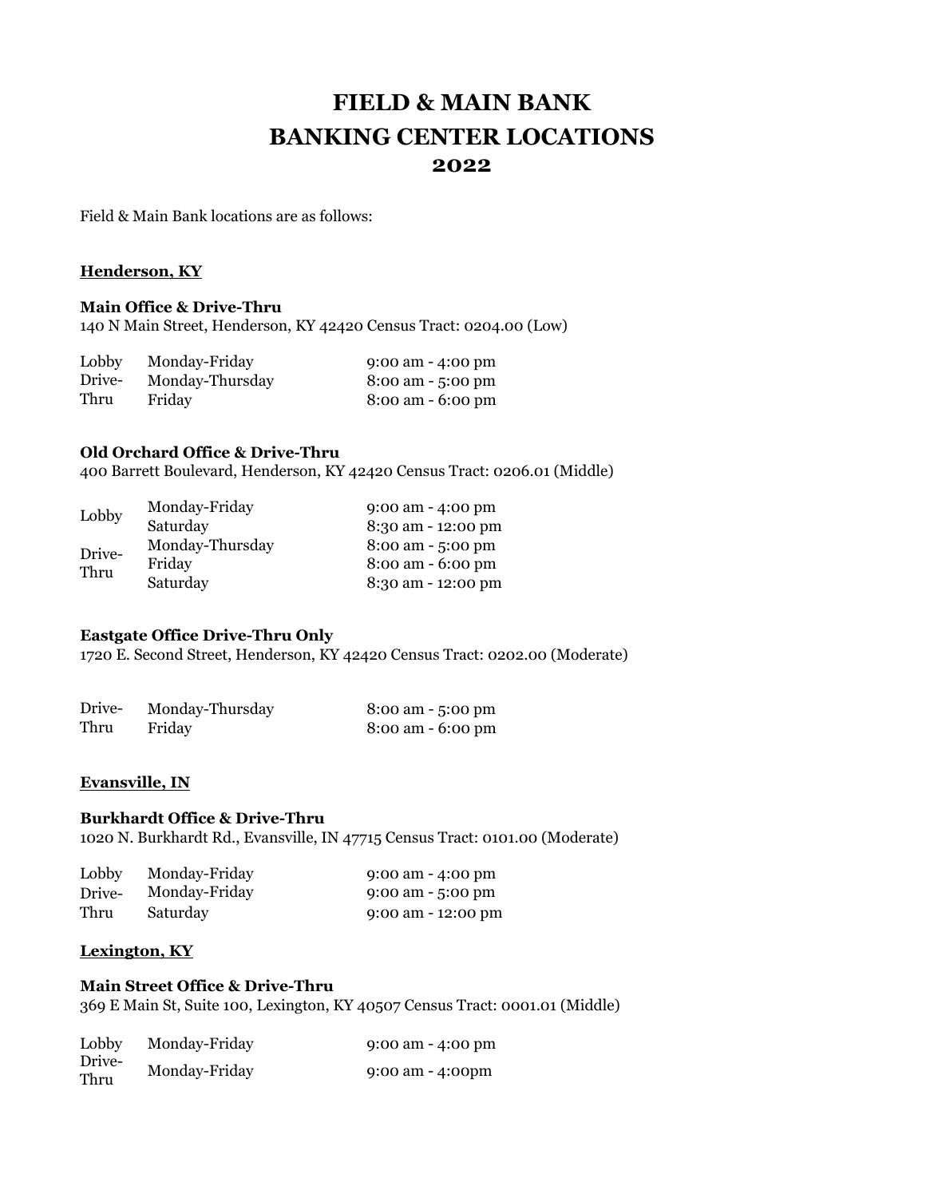# FIELD & MAIN BANK
# BANKING CENTER LOCATIONS
# 2022

Field & Main Bank locations are as follows:

## Henderson, KY

### Main Office & Drive-Thru

140 N Main Street, Henderson, KY 42420 Census Tract: 0204.00 (Low)

| | | |
|---|---|---|
| Lobby | Monday-Friday | 9:00 am - 4:00 pm |
| Drive-Thru | Monday-Thursday | 8:00 am - 5:00 pm |
| | Friday | 8:00 am - 6:00 pm |

### Old Orchard Office & Drive-Thru

400 Barrett Boulevard, Henderson, KY 42420 Census Tract: 0206.01 (Middle)

| | | |
|---|---|---|
| Lobby | Monday-Friday | 9:00 am - 4:00 pm |
| | Saturday | 8:30 am - 12:00 pm |
| Drive-Thru | Monday-Thursday | 8:00 am - 5:00 pm |
| | Friday | 8:00 am - 6:00 pm |
| | Saturday | 8:30 am - 12:00 pm |

### Eastgate Office Drive-Thru Only

1720 E. Second Street, Henderson, KY 42420 Census Tract: 0202.00 (Moderate)

| | | |
|---|---|---|
| Drive-Thru | Monday-Thursday | 8:00 am - 5:00 pm |
| | Friday | 8:00 am - 6:00 pm |

## Evansville, IN

### Burkhardt Office & Drive-Thru

1020 N. Burkhardt Rd., Evansville, IN 47715 Census Tract: 0101.00 (Moderate)

| | | |
|---|---|---|
| Lobby | Monday-Friday | 9:00 am - 4:00 pm |
| Drive-Thru | Monday-Friday | 9:00 am - 5:00 pm |
| | Saturday | 9:00 am - 12:00 pm |

## Lexington, KY

### Main Street Office & Drive-Thru

369 E Main St, Suite 100, Lexington, KY 40507 Census Tract: 0001.01 (Middle)

| | | |
|---|---|---|
| Lobby | Monday-Friday | 9:00 am - 4:00 pm |
| Drive-Thru | Monday-Friday | 9:00 am - 4:00pm |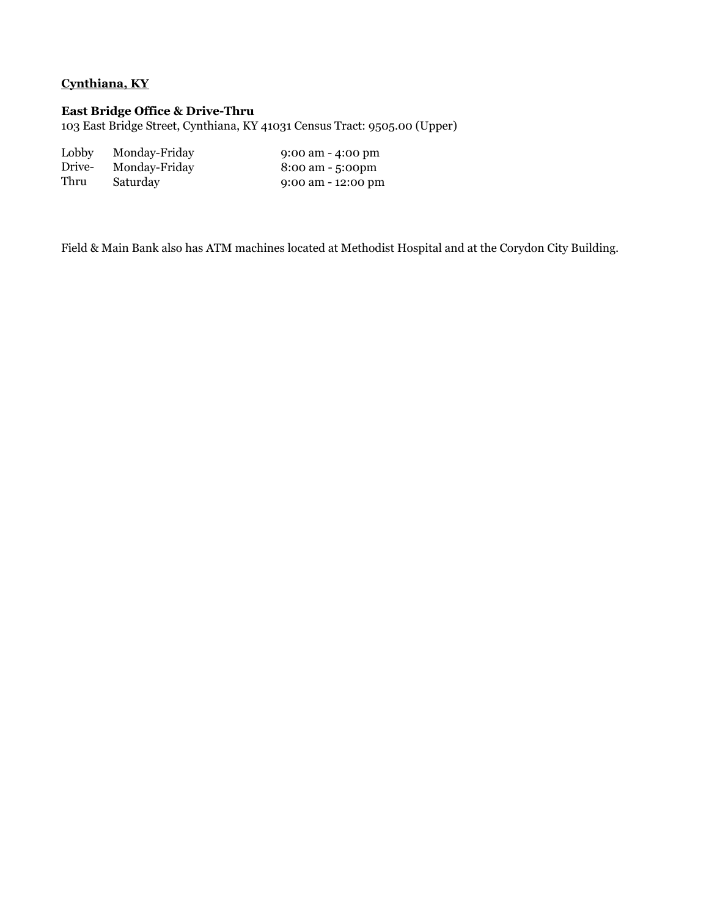**Cynthiana, KY**

**East Bridge Office & Drive-Thru**
103 East Bridge Street, Cynthiana, KY 41031 Census Tract: 9505.00 (Upper)

| | | |
|---|---|---|
| Lobby | Monday-Friday | 9:00 am - 4:00 pm |
| Drive-Thru | Monday-Friday | 8:00 am - 5:00pm |
| | Saturday | 9:00 am - 12:00 pm |

Field & Main Bank also has ATM machines located at Methodist Hospital and at the Corydon City Building.